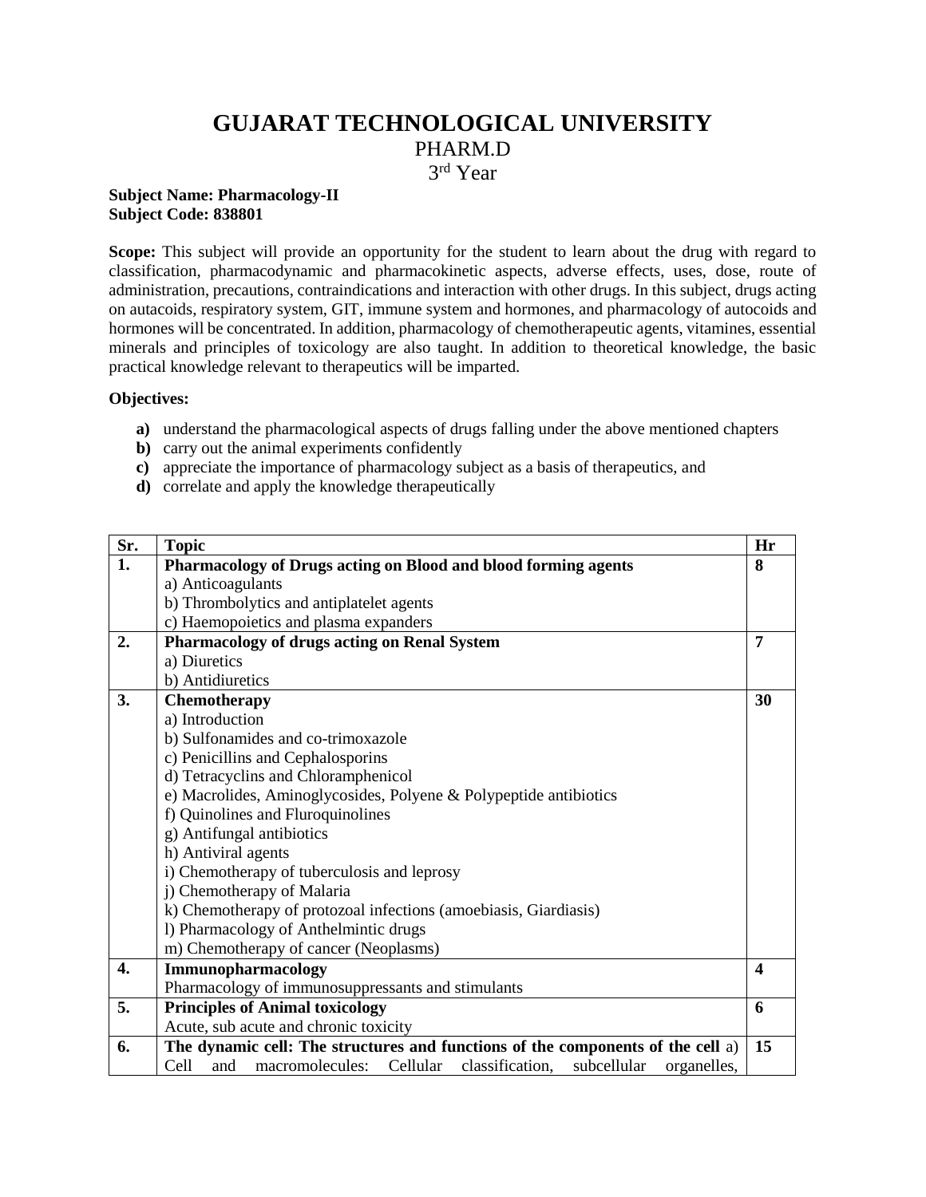# GUJARAT TECHNOLOGICAL UNIVERSITY

PHARM.D

3rd Year

**Subject Name: Pharmacology-II**
**Subject Code: 838801**

**Scope:** This subject will provide an opportunity for the student to learn about the drug with regard to classification, pharmacodynamic and pharmacokinetic aspects, adverse effects, uses, dose, route of administration, precautions, contraindications and interaction with other drugs. In this subject, drugs acting on autacoids, respiratory system, GIT, immune system and hormones, and pharmacology of autocoids and hormones will be concentrated. In addition, pharmacology of chemotherapeutic agents, vitamines, essential minerals and principles of toxicology are also taught. In addition to theoretical knowledge, the basic practical knowledge relevant to therapeutics will be imparted.

**Objectives:**

- **a)** understand the pharmacological aspects of drugs falling under the above mentioned chapters
- **b)** carry out the animal experiments confidently
- **c)** appreciate the importance of pharmacology subject as a basis of therapeutics, and
- **d)** correlate and apply the knowledge therapeutically

| Sr. | Topic | Hr |
|---|---|---|
| **1.** | **Pharmacology of Drugs acting on Blood and blood forming agents**<br>a) Anticoagulants<br>b) Thrombolytics and antiplatelet agents<br>c) Haemopoietics and plasma expanders | **8** |
| **2.** | **Pharmacology of drugs acting on Renal System**<br>a) Diuretics<br>b) Antidiuretics | **7** |
| **3.** | **Chemotherapy**<br>a) Introduction<br>b) Sulfonamides and co-trimoxazole<br>c) Penicillins and Cephalosporins<br>d) Tetracyclins and Chloramphenicol<br>e) Macrolides, Aminoglycosides, Polyene & Polypeptide antibiotics<br>f) Quinolines and Fluroquinolines<br>g) Antifungal antibiotics<br>h) Antiviral agents<br>i) Chemotherapy of tuberculosis and leprosy<br>j) Chemotherapy of Malaria<br>k) Chemotherapy of protozoal infections (amoebiasis, Giardiasis)<br>l) Pharmacology of Anthelmintic drugs<br>m) Chemotherapy of cancer (Neoplasms) | **30** |
| **4.** | **Immunopharmacology**<br>Pharmacology of immunosuppressants and stimulants | **4** |
| **5.** | **Principles of Animal toxicology**<br>Acute, sub acute and chronic toxicity | **6** |
| **6.** | **The dynamic cell: The structures and functions of the components of the cell** a) Cell and macromolecules: Cellular classification, subcellular organelles, | **15** |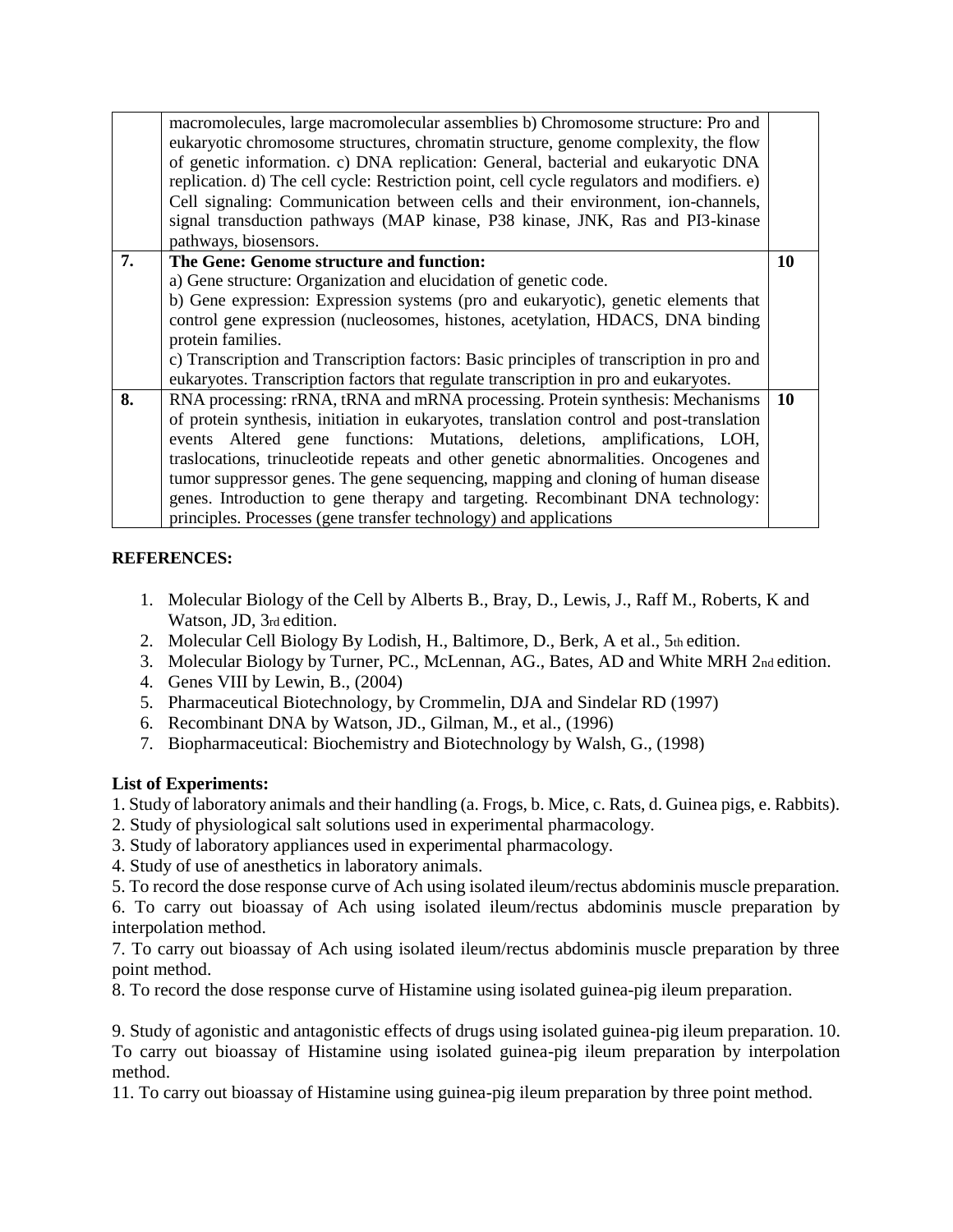| | | |
|---|---|---|
| | macromolecules, large macromolecular assemblies b) Chromosome structure: Pro and eukaryotic chromosome structures, chromatin structure, genome complexity, the flow of genetic information. c) DNA replication: General, bacterial and eukaryotic DNA replication. d) The cell cycle: Restriction point, cell cycle regulators and modifiers. e) Cell signaling: Communication between cells and their environment, ion-channels, signal transduction pathways (MAP kinase, P38 kinase, JNK, Ras and PI3-kinase pathways, biosensors. | |
| **7.** | **The Gene: Genome structure and function:**<br>a) Gene structure: Organization and elucidation of genetic code.<br>b) Gene expression: Expression systems (pro and eukaryotic), genetic elements that control gene expression (nucleosomes, histones, acetylation, HDACS, DNA binding protein families.<br>c) Transcription and Transcription factors: Basic principles of transcription in pro and eukaryotes. Transcription factors that regulate transcription in pro and eukaryotes. | **10** |
| **8.** | RNA processing: rRNA, tRNA and mRNA processing. Protein synthesis: Mechanisms of protein synthesis, initiation in eukaryotes, translation control and post-translation events Altered gene functions: Mutations, deletions, amplifications, LOH, traslocations, trinucleotide repeats and other genetic abnormalities. Oncogenes and tumor suppressor genes. The gene sequencing, mapping and cloning of human disease genes. Introduction to gene therapy and targeting. Recombinant DNA technology: principles. Processes (gene transfer technology) and applications | **10** |

**REFERENCES:**

1. Molecular Biology of the Cell by Alberts B., Bray, D., Lewis, J., Raff M., Roberts, K and Watson, JD, 3rd edition.
2. Molecular Cell Biology By Lodish, H., Baltimore, D., Berk, A et al., 5th edition.
3. Molecular Biology by Turner, PC., McLennan, AG., Bates, AD and White MRH 2nd edition.
4. Genes VIII by Lewin, B., (2004)
5. Pharmaceutical Biotechnology, by Crommelin, DJA and Sindelar RD (1997)
6. Recombinant DNA by Watson, JD., Gilman, M., et al., (1996)
7. Biopharmaceutical: Biochemistry and Biotechnology by Walsh, G., (1998)

**List of Experiments:**

1. Study of laboratory animals and their handling (a. Frogs, b. Mice, c. Rats, d. Guinea pigs, e. Rabbits).
2. Study of physiological salt solutions used in experimental pharmacology.
3. Study of laboratory appliances used in experimental pharmacology.
4. Study of use of anesthetics in laboratory animals.
5. To record the dose response curve of Ach using isolated ileum/rectus abdominis muscle preparation.
6. To carry out bioassay of Ach using isolated ileum/rectus abdominis muscle preparation by interpolation method.
7. To carry out bioassay of Ach using isolated ileum/rectus abdominis muscle preparation by three point method.
8. To record the dose response curve of Histamine using isolated guinea-pig ileum preparation.
9. Study of agonistic and antagonistic effects of drugs using isolated guinea-pig ileum preparation.
10. To carry out bioassay of Histamine using isolated guinea-pig ileum preparation by interpolation method.
11. To carry out bioassay of Histamine using guinea-pig ileum preparation by three point method.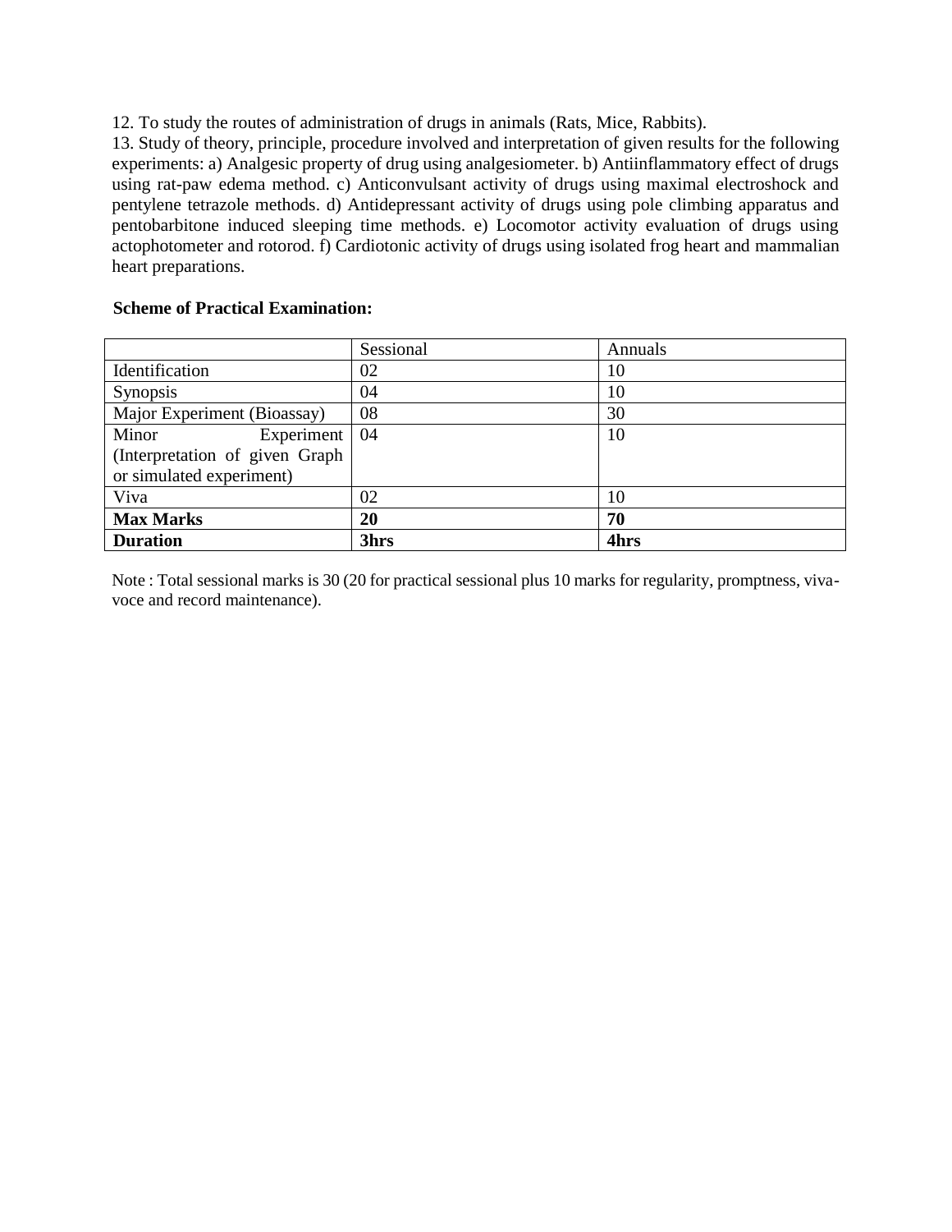12. To study the routes of administration of drugs in animals (Rats, Mice, Rabbits).

13. Study of theory, principle, procedure involved and interpretation of given results for the following experiments: a) Analgesic property of drug using analgesiometer. b) Antiinflammatory effect of drugs using rat-paw edema method. c) Anticonvulsant activity of drugs using maximal electroshock and pentylene tetrazole methods. d) Antidepressant activity of drugs using pole climbing apparatus and pentobarbitone induced sleeping time methods. e) Locomotor activity evaluation of drugs using actophotometer and rotorod. f) Cardiotonic activity of drugs using isolated frog heart and mammalian heart preparations.

**Scheme of Practical Examination:**

| | Sessional | Annuals |
|---|---|---|
| Identification | 02 | 10 |
| Synopsis | 04 | 10 |
| Major Experiment (Bioassay) | 08 | 30 |
| Minor Experiment (Interpretation of given Graph or simulated experiment) | 04 | 10 |
| Viva | 02 | 10 |
| **Max Marks** | **20** | **70** |
| **Duration** | **3hrs** | **4hrs** |

Note : Total sessional marks is 30 (20 for practical sessional plus 10 marks for regularity, promptness, viva-voce and record maintenance).